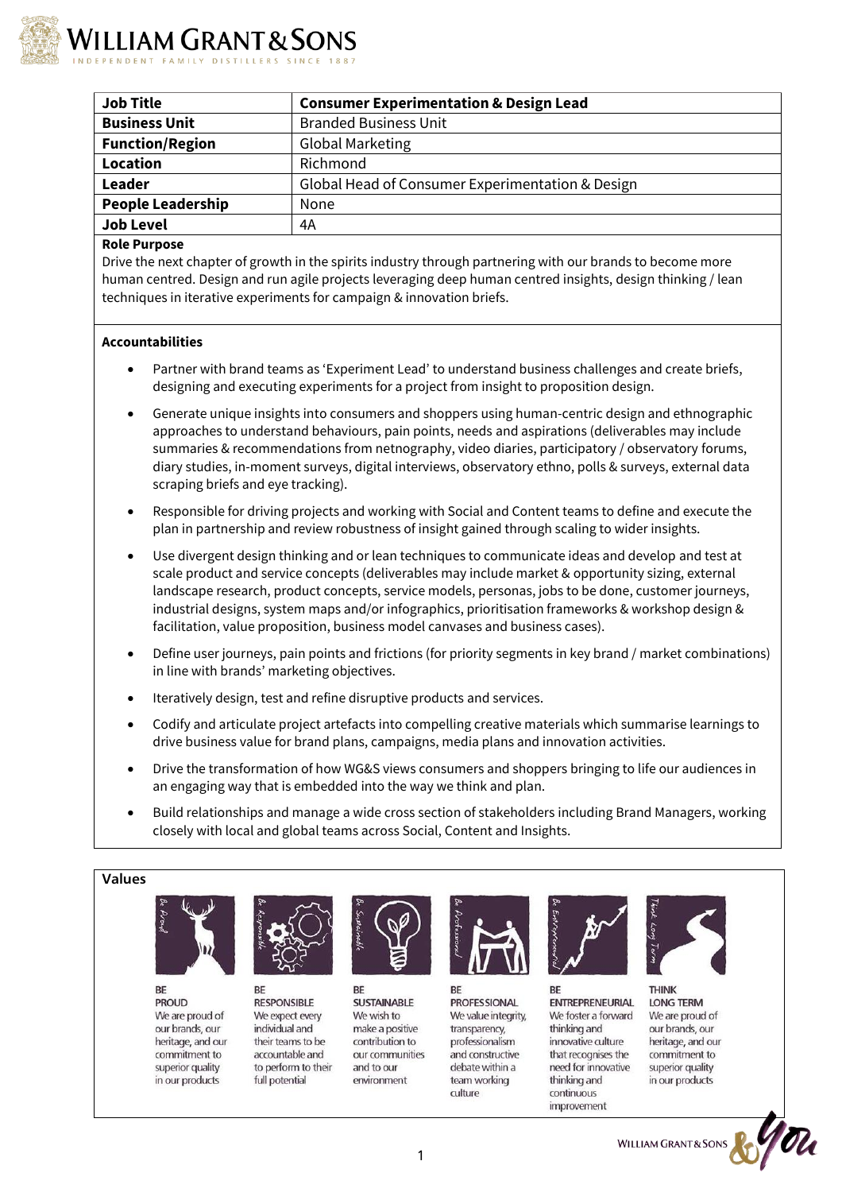| Job Title | Consumer Experimentation & Design Lead |
|---|---|
| Business Unit | Branded Business Unit |
| Function/Region | Global Marketing |
| Location | Richmond |
| Leader | Global Head of Consumer Experimentation & Design |
| People Leadership | None |
| Job Level | 4A |

**Role Purpose**

Drive the next chapter of growth in the spirits industry through partnering with our brands to become more human centred. Design and run agile projects leveraging deep human centred insights, design thinking / lean techniques in iterative experiments for campaign & innovation briefs.

**Accountabilities**

- Partner with brand teams as 'Experiment Lead' to understand business challenges and create briefs, designing and executing experiments for a project from insight to proposition design.
- Generate unique insights into consumers and shoppers using human-centric design and ethnographic approaches to understand behaviours, pain points, needs and aspirations (deliverables may include summaries & recommendations from netnography, video diaries, participatory / observatory forums, diary studies, in-moment surveys, digital interviews, observatory ethno, polls & surveys, external data scraping briefs and eye tracking).
- Responsible for driving projects and working with Social and Content teams to define and execute the plan in partnership and review robustness of insight gained through scaling to wider insights.
- Use divergent design thinking and or lean techniques to communicate ideas and develop and test at scale product and service concepts (deliverables may include market & opportunity sizing, external landscape research, product concepts, service models, personas, jobs to be done, customer journeys, industrial designs, system maps and/or infographics, prioritisation frameworks & workshop design & facilitation, value proposition, business model canvases and business cases).
- Define user journeys, pain points and frictions (for priority segments in key brand / market combinations) in line with brands' marketing objectives.
- Iteratively design, test and refine disruptive products and services.
- Codify and articulate project artefacts into compelling creative materials which summarise learnings to drive business value for brand plans, campaigns, media plans and innovation activities.
- Drive the transformation of how WG&S views consumers and shoppers bringing to life our audiences in an engaging way that is embedded into the way we think and plan.
- Build relationships and manage a wide cross section of stakeholders including Brand Managers, working closely with local and global teams across Social, Content and Insights.

**Values**

**BE PROUD**
We are proud of our brands, our heritage, and our commitment to superior quality in our products

**BE RESPONSIBLE**
We expect every individual and their teams to be accountable and to perform to their full potential

**BE SUSTAINABLE**
We wish to make a positive contribution to our communities and to our environment

**BE PROFESSIONAL**
We value integrity, transparency, professionalism and constructive debate within a team working culture

**BE ENTREPRENEURIAL**
We foster a forward thinking and innovative culture that recognises the need for innovative thinking and continuous improvement

**THINK LONG TERM**
We are proud of our brands, our heritage, and our commitment to superior quality in our products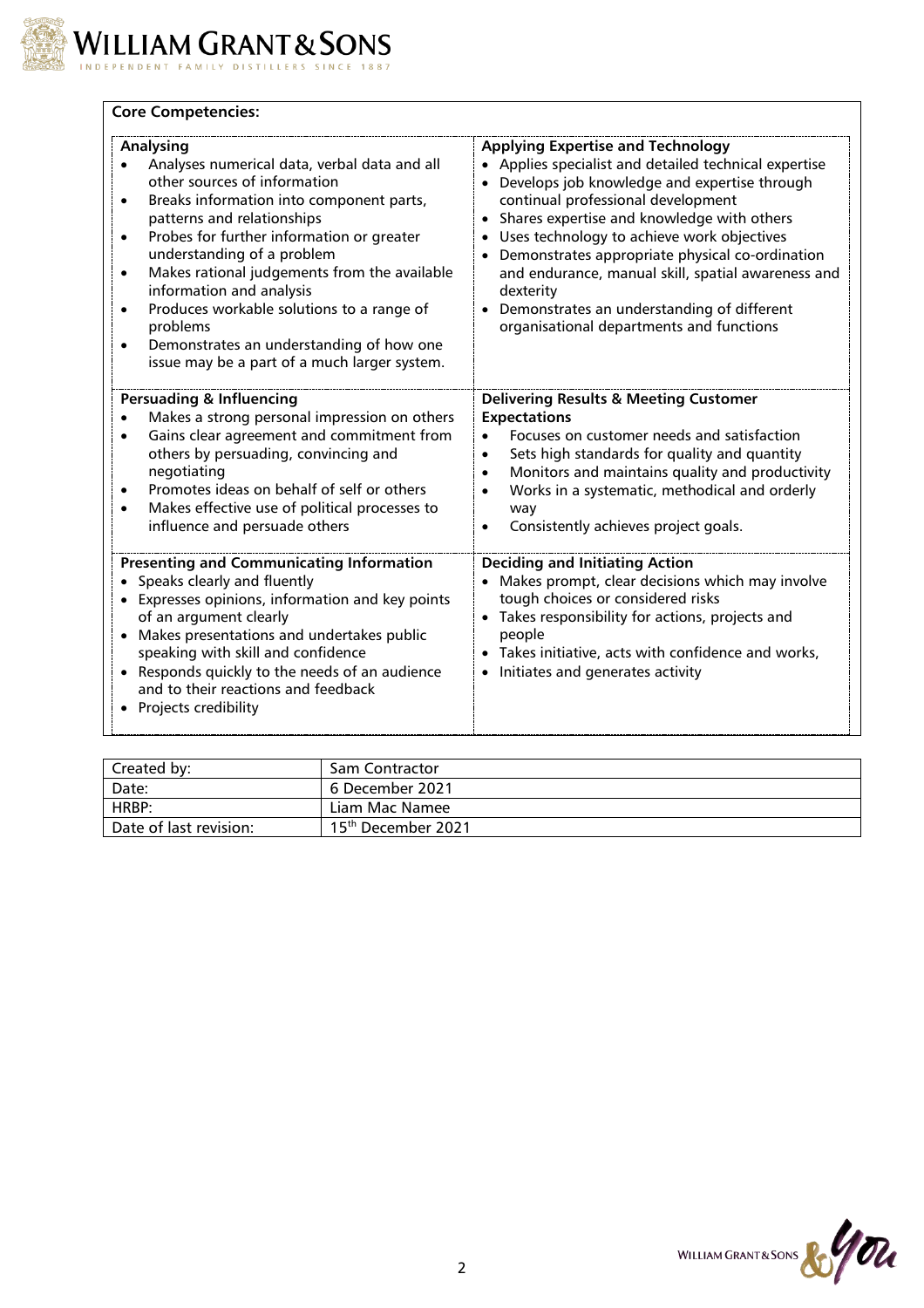**Core Competencies:**

**Analysing**
- Analyses numerical data, verbal data and all other sources of information
- Breaks information into component parts, patterns and relationships
- Probes for further information or greater understanding of a problem
- Makes rational judgements from the available information and analysis
- Produces workable solutions to a range of problems
- Demonstrates an understanding of how one issue may be a part of a much larger system.

**Applying Expertise and Technology**
- Applies specialist and detailed technical expertise
- Develops job knowledge and expertise through continual professional development
- Shares expertise and knowledge with others
- Uses technology to achieve work objectives
- Demonstrates appropriate physical co-ordination and endurance, manual skill, spatial awareness and dexterity
- Demonstrates an understanding of different organisational departments and functions

**Persuading & Influencing**
- Makes a strong personal impression on others
- Gains clear agreement and commitment from others by persuading, convincing and negotiating
- Promotes ideas on behalf of self or others
- Makes effective use of political processes to influence and persuade others

**Delivering Results & Meeting Customer Expectations**
- Focuses on customer needs and satisfaction
- Sets high standards for quality and quantity
- Monitors and maintains quality and productivity
- Works in a systematic, methodical and orderly way
- Consistently achieves project goals.

**Presenting and Communicating Information**
- Speaks clearly and fluently
- Expresses opinions, information and key points of an argument clearly
- Makes presentations and undertakes public speaking with skill and confidence
- Responds quickly to the needs of an audience and to their reactions and feedback
- Projects credibility

**Deciding and Initiating Action**
- Makes prompt, clear decisions which may involve tough choices or considered risks
- Takes responsibility for actions, projects and people
- Takes initiative, acts with confidence and works,
- Initiates and generates activity

| | |
|---|---|
| Created by: | Sam Contractor |
| Date: | 6 December 2021 |
| HRBP: | Liam Mac Namee |
| Date of last revision: | 15th December 2021 |